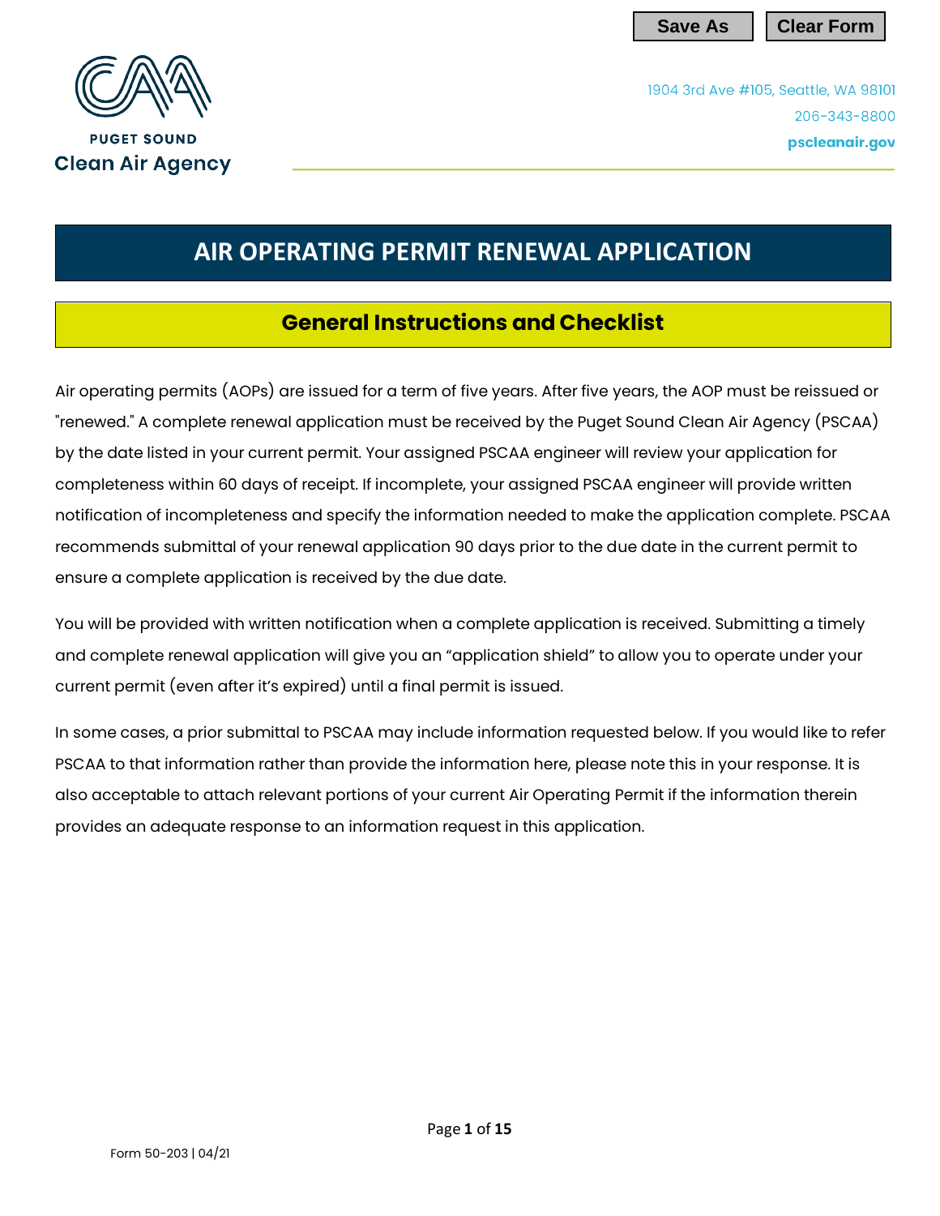PUGET SOUND
Clean Air Agency

1904 3rd Ave #105, Seattle, WA 98101
206-343-8800
**pscleanair.gov**

# AIR OPERATING PERMIT RENEWAL APPLICATION

## General Instructions and Checklist

Air operating permits (AOPs) are issued for a term of five years. After five years, the AOP must be reissued or "renewed." A complete renewal application must be received by the Puget Sound Clean Air Agency (PSCAA) by the date listed in your current permit. Your assigned PSCAA engineer will review your application for completeness within 60 days of receipt. If incomplete, your assigned PSCAA engineer will provide written notification of incompleteness and specify the information needed to make the application complete. PSCAA recommends submittal of your renewal application 90 days prior to the due date in the current permit to ensure a complete application is received by the due date.

You will be provided with written notification when a complete application is received. Submitting a timely and complete renewal application will give you an "application shield" to allow you to operate under your current permit (even after it's expired) until a final permit is issued.

In some cases, a prior submittal to PSCAA may include information requested below. If you would like to refer PSCAA to that information rather than provide the information here, please note this in your response. It is also acceptable to attach relevant portions of your current Air Operating Permit if the information therein provides an adequate response to an information request in this application.

Form 50-203 | 04/21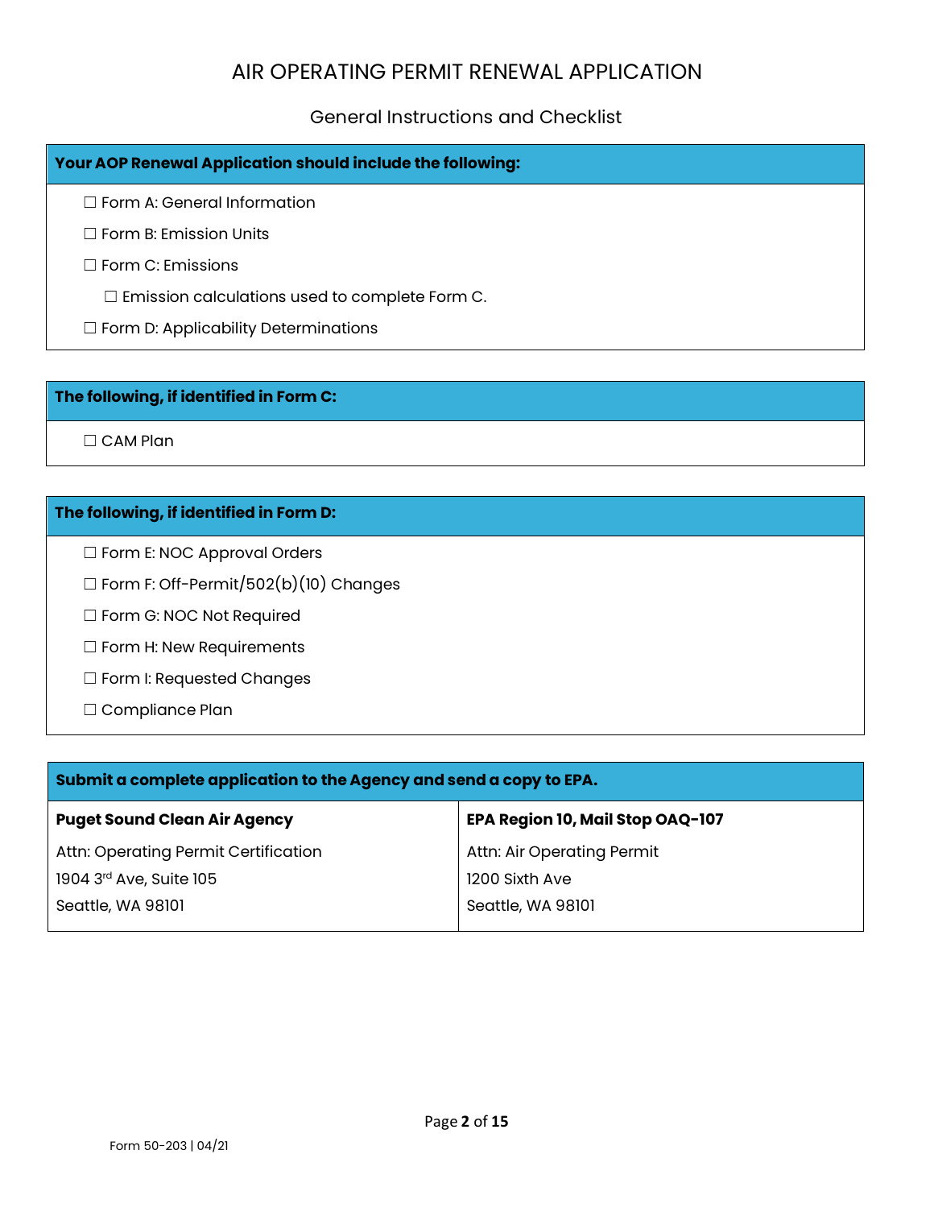# AIR OPERATING PERMIT RENEWAL APPLICATION

## General Instructions and Checklist

**Your AOP Renewal Application should include the following:**

- ☐ Form A: General Information
- ☐ Form B: Emission Units
- ☐ Form C: Emissions
  - ☐ Emission calculations used to complete Form C.
- ☐ Form D: Applicability Determinations

**The following, if identified in Form C:**

- ☐ CAM Plan

**The following, if identified in Form D:**

- ☐ Form E: NOC Approval Orders
- ☐ Form F: Off-Permit/502(b)(10) Changes
- ☐ Form G: NOC Not Required
- ☐ Form H: New Requirements
- ☐ Form I: Requested Changes
- ☐ Compliance Plan

**Submit a complete application to the Agency and send a copy to EPA.**

| **Puget Sound Clean Air Agency** | **EPA Region 10, Mail Stop OAQ-107** |
|---|---|
| Attn: Operating Permit Certification | Attn: Air Operating Permit |
| 1904 3rd Ave, Suite 105 | 1200 Sixth Ave |
| Seattle, WA 98101 | Seattle, WA 98101 |

Form 50-203 | 04/21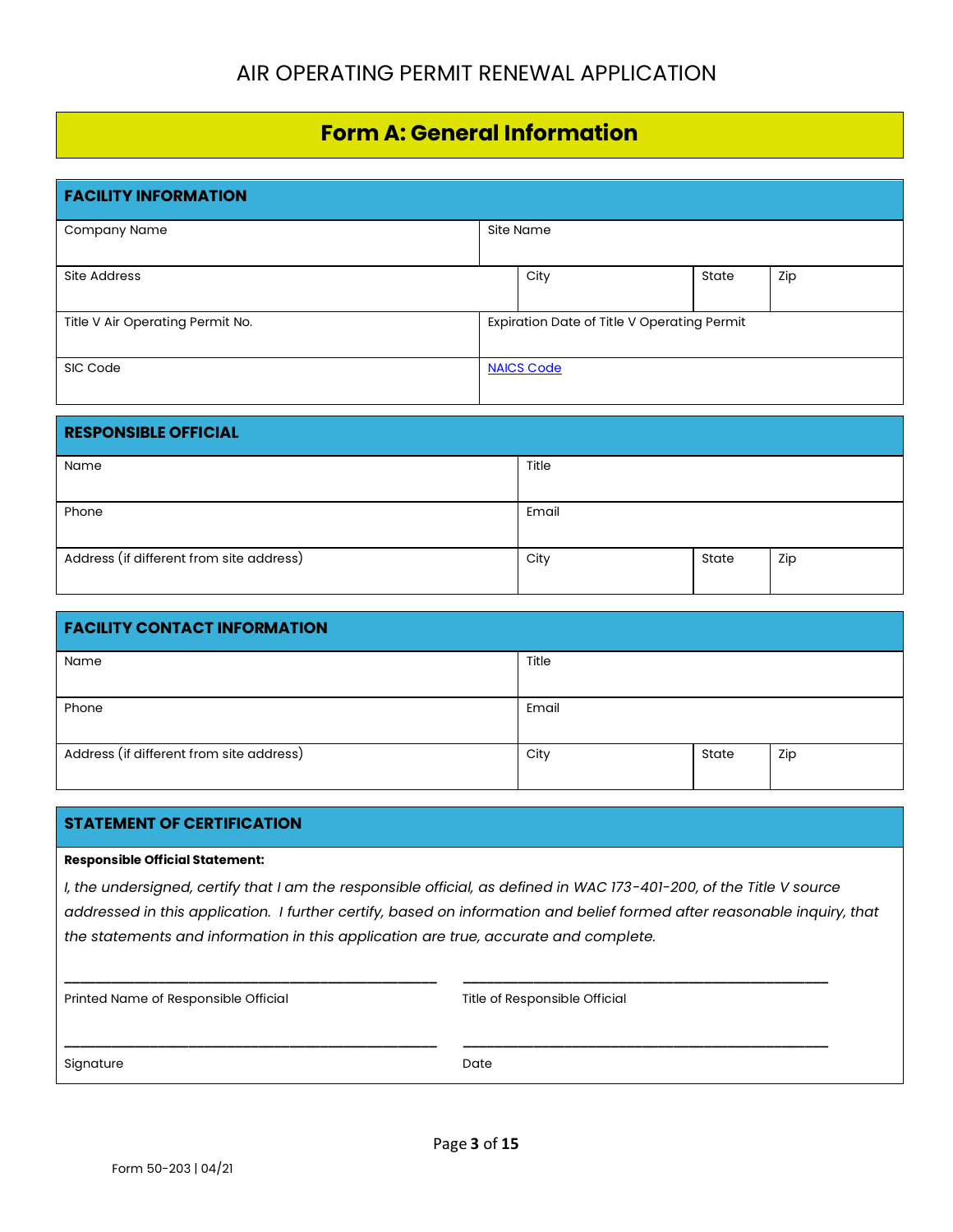# AIR OPERATING PERMIT RENEWAL APPLICATION

## Form A: General Information

| FACILITY INFORMATION | | | |
|---|---|---|---|
| Company Name | Site Name | | |
| Site Address | City | State | Zip |
| Title V Air Operating Permit No. | Expiration Date of Title V Operating Permit | | |
| SIC Code | [NAICS Code]() | | |

| RESPONSIBLE OFFICIAL | | | |
|---|---|---|---|
| Name | Title | | |
| Phone | Email | | |
| Address (if different from site address) | City | State | Zip |

| FACILITY CONTACT INFORMATION | | | |
|---|---|---|---|
| Name | Title | | |
| Phone | Email | | |
| Address (if different from site address) | City | State | Zip |

### STATEMENT OF CERTIFICATION

**Responsible Official Statement:**

*I, the undersigned, certify that I am the responsible official, as defined in WAC 173-401-200, of the Title V source addressed in this application. I further certify, based on information and belief formed after reasonable inquiry, that the statements and information in this application are true, accurate and complete.*

________________________________________ ________________________________________

Printed Name of Responsible Official | Title of Responsible Official

________________________________________ ________________________________________

Signature | Date

Form 50-203 | 04/21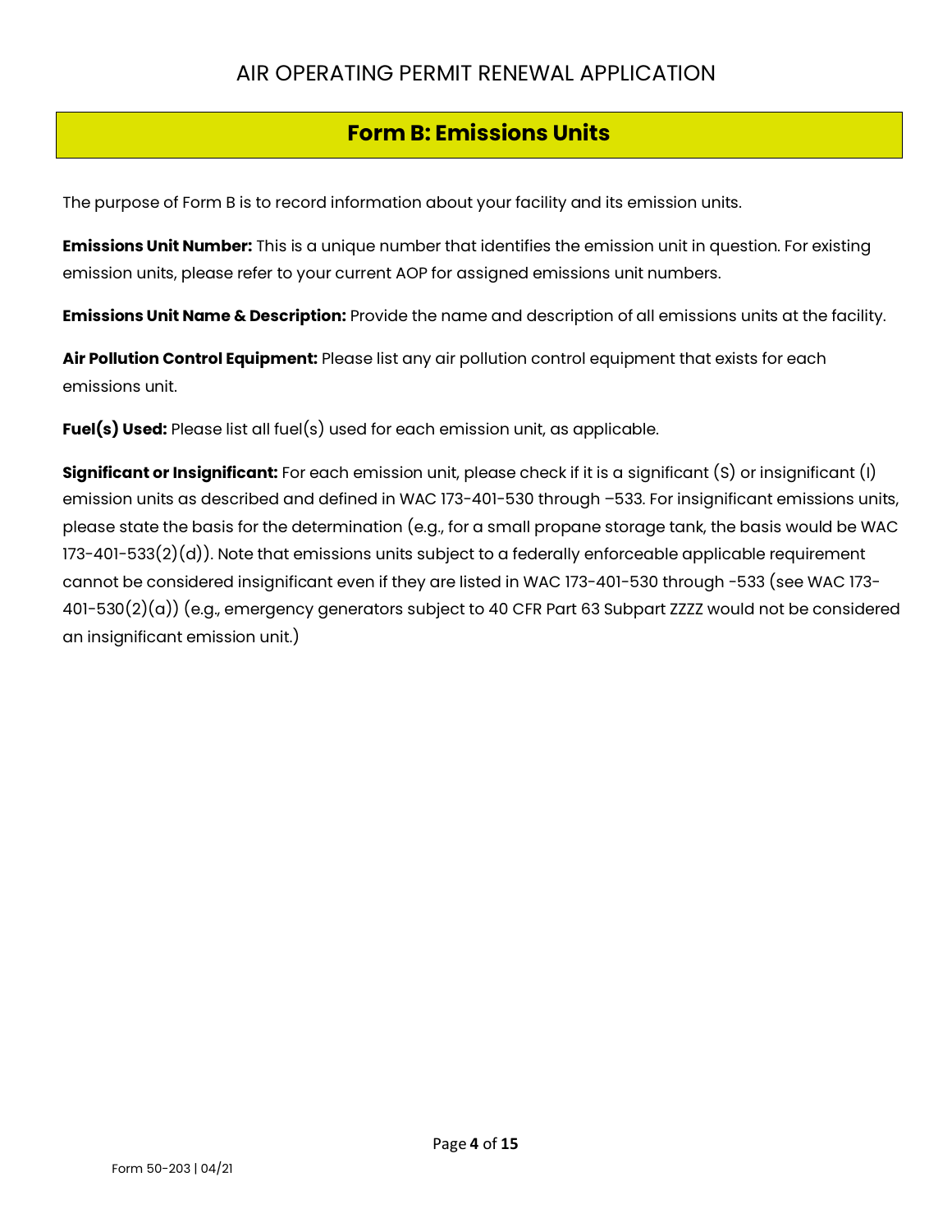# AIR OPERATING PERMIT RENEWAL APPLICATION

## Form B: Emissions Units

The purpose of Form B is to record information about your facility and its emission units.

**Emissions Unit Number:** This is a unique number that identifies the emission unit in question. For existing emission units, please refer to your current AOP for assigned emissions unit numbers.

**Emissions Unit Name & Description:** Provide the name and description of all emissions units at the facility.

**Air Pollution Control Equipment:** Please list any air pollution control equipment that exists for each emissions unit.

**Fuel(s) Used:** Please list all fuel(s) used for each emission unit, as applicable.

**Significant or Insignificant:** For each emission unit, please check if it is a significant (S) or insignificant (I) emission units as described and defined in WAC 173-401-530 through –533. For insignificant emissions units, please state the basis for the determination (e.g., for a small propane storage tank, the basis would be WAC 173-401-533(2)(d)). Note that emissions units subject to a federally enforceable applicable requirement cannot be considered insignificant even if they are listed in WAC 173-401-530 through -533 (see WAC 173-401-530(2)(a)) (e.g., emergency generators subject to 40 CFR Part 63 Subpart ZZZZ would not be considered an insignificant emission unit.)

Form 50-203 | 04/21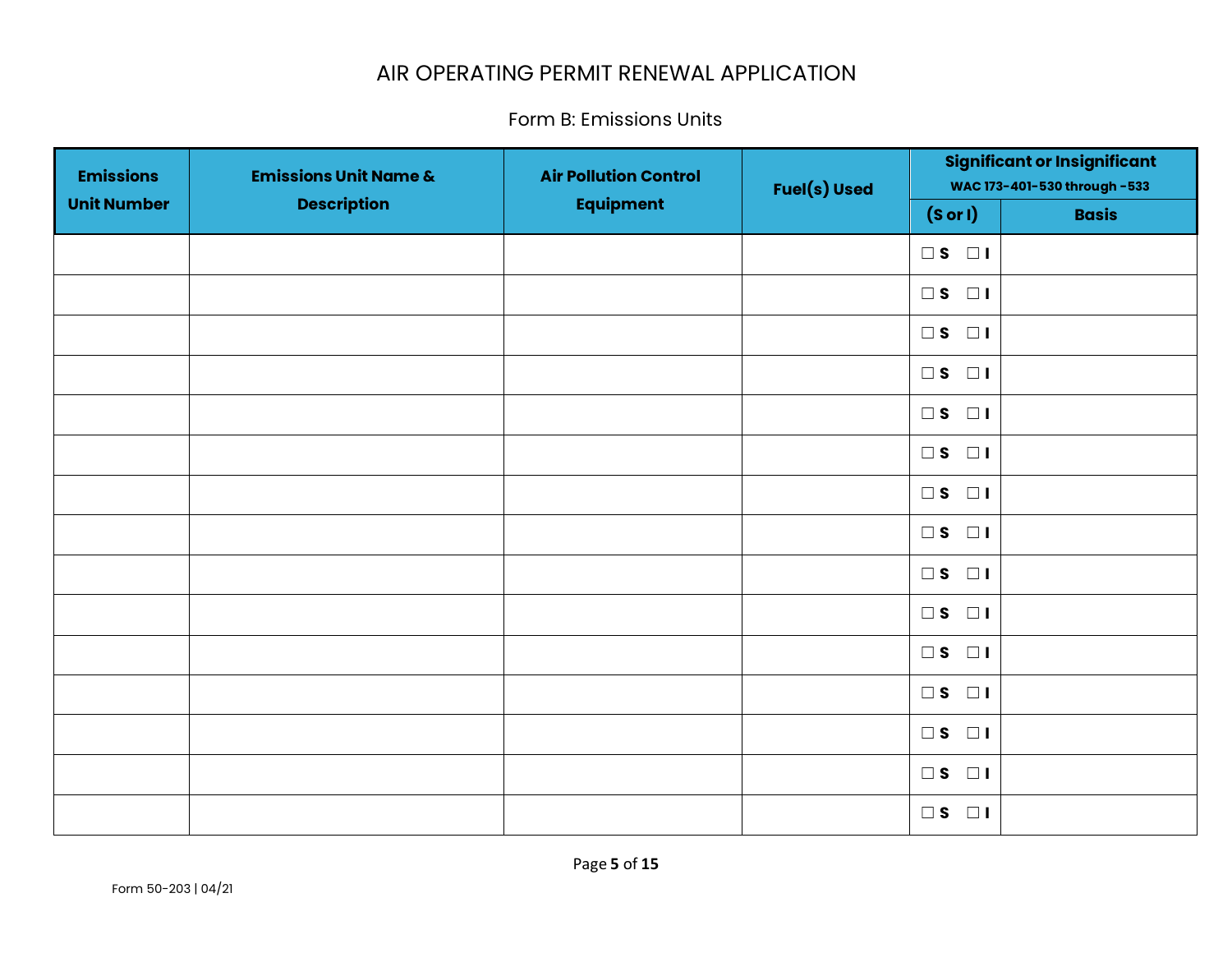# AIR OPERATING PERMIT RENEWAL APPLICATION

## Form B: Emissions Units

| Emissions Unit Number | Emissions Unit Name & Description | Air Pollution Control Equipment | Fuel(s) Used | Significant or Insignificant WAC 173-401-530 through -533 | |
|---|---|---|---|---|---|
| | | | | (S or I) | Basis |
| | | | | ☐ S ☐ I | |
| | | | | ☐ S ☐ I | |
| | | | | ☐ S ☐ I | |
| | | | | ☐ S ☐ I | |
| | | | | ☐ S ☐ I | |
| | | | | ☐ S ☐ I | |
| | | | | ☐ S ☐ I | |
| | | | | ☐ S ☐ I | |
| | | | | ☐ S ☐ I | |
| | | | | ☐ S ☐ I | |
| | | | | ☐ S ☐ I | |
| | | | | ☐ S ☐ I | |
| | | | | ☐ S ☐ I | |
| | | | | ☐ S ☐ I | |
| | | | | ☐ S ☐ I | |

Form 50-203 | 04/21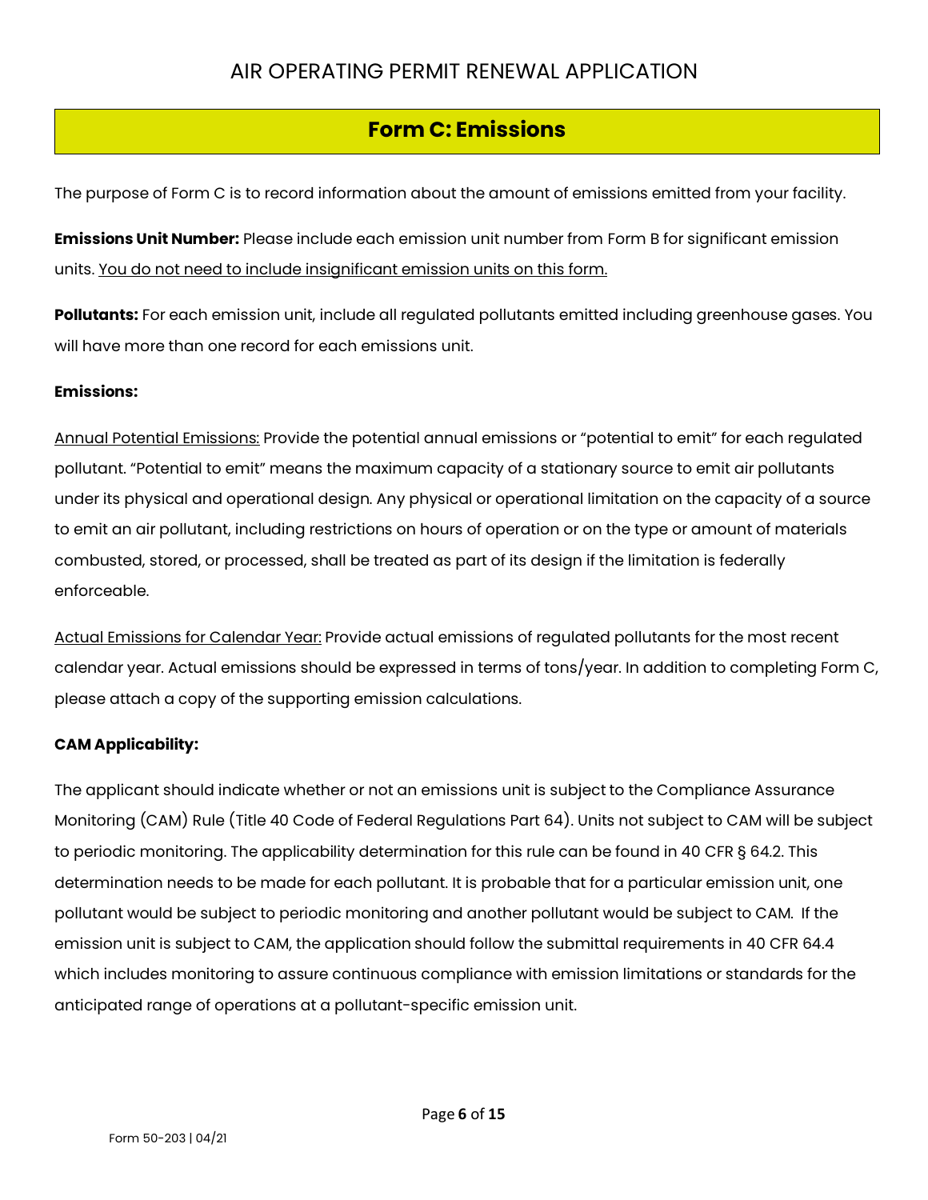## Form C: Emissions

The purpose of Form C is to record information about the amount of emissions emitted from your facility.

**Emissions Unit Number:** Please include each emission unit number from Form B for significant emission units. <u>You do not need to include insignificant emission units on this form.</u>

**Pollutants:** For each emission unit, include all regulated pollutants emitted including greenhouse gases. You will have more than one record for each emissions unit.

**Emissions:**

<u>Annual Potential Emissions:</u> Provide the potential annual emissions or "potential to emit" for each regulated pollutant. "Potential to emit" means the maximum capacity of a stationary source to emit air pollutants under its physical and operational design. Any physical or operational limitation on the capacity of a source to emit an air pollutant, including restrictions on hours of operation or on the type or amount of materials combusted, stored, or processed, shall be treated as part of its design if the limitation is federally enforceable.

<u>Actual Emissions for Calendar Year:</u> Provide actual emissions of regulated pollutants for the most recent calendar year. Actual emissions should be expressed in terms of tons/year. In addition to completing Form C, please attach a copy of the supporting emission calculations.

**CAM Applicability:**

The applicant should indicate whether or not an emissions unit is subject to the Compliance Assurance Monitoring (CAM) Rule (Title 40 Code of Federal Regulations Part 64). Units not subject to CAM will be subject to periodic monitoring. The applicability determination for this rule can be found in 40 CFR § 64.2. This determination needs to be made for each pollutant. It is probable that for a particular emission unit, one pollutant would be subject to periodic monitoring and another pollutant would be subject to CAM. If the emission unit is subject to CAM, the application should follow the submittal requirements in 40 CFR 64.4 which includes monitoring to assure continuous compliance with emission limitations or standards for the anticipated range of operations at a pollutant-specific emission unit.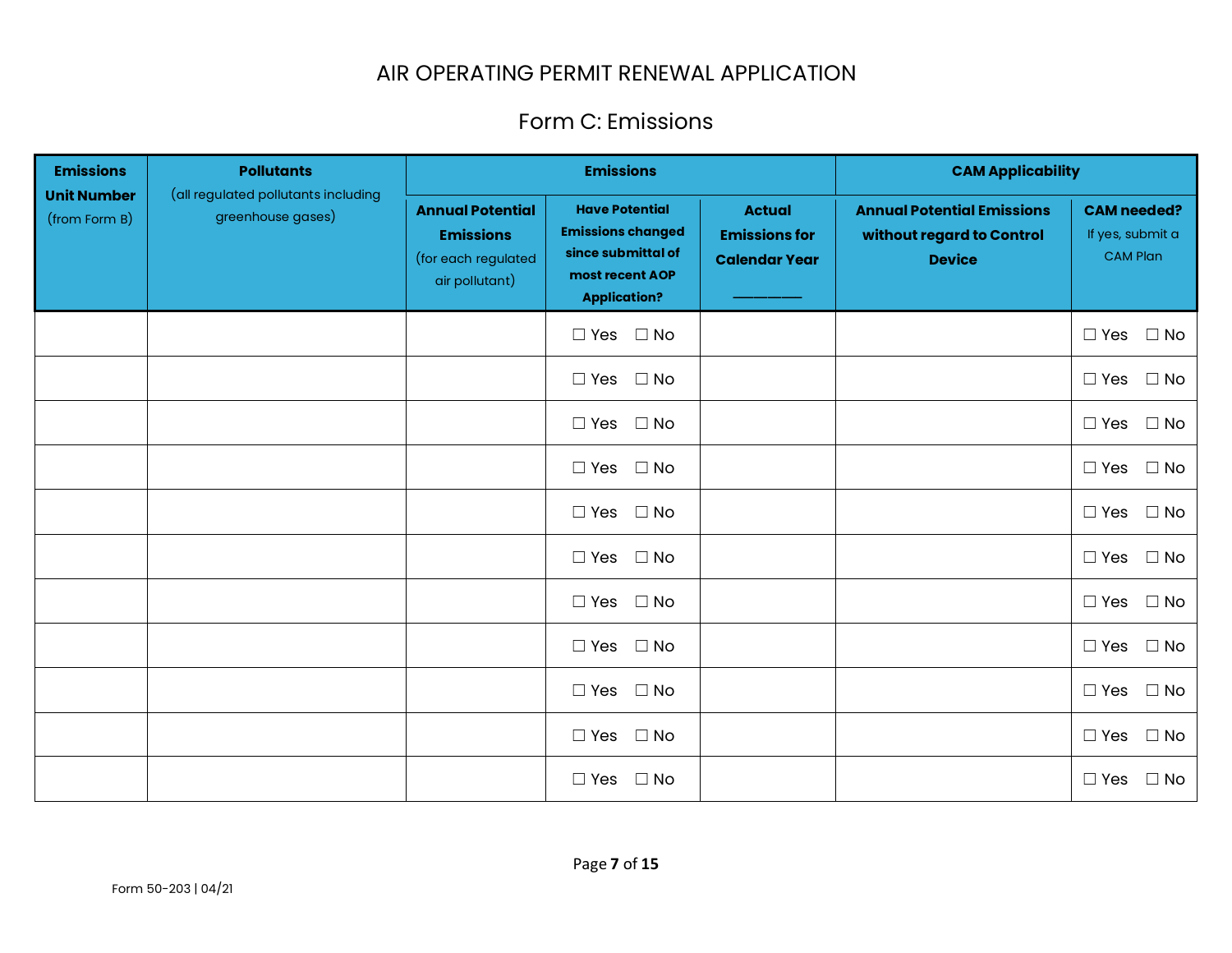# AIR OPERATING PERMIT RENEWAL APPLICATION

## Form C: Emissions

| Emissions Unit Number (from Form B) | Pollutants (all regulated pollutants including greenhouse gases) | Emissions | | | CAM Applicability | |
|---|---|---|---|---|---|---|
| | | Annual Potential Emissions (for each regulated air pollutant) | Have Potential Emissions changed since submittal of most recent AOP Application? | Actual Emissions for Calendar Year ________ | Annual Potential Emissions without regard to Control Device | CAM needed? If yes, submit a CAM Plan |
| | | | ☐ Yes ☐ No | | | ☐ Yes ☐ No |
| | | | ☐ Yes ☐ No | | | ☐ Yes ☐ No |
| | | | ☐ Yes ☐ No | | | ☐ Yes ☐ No |
| | | | ☐ Yes ☐ No | | | ☐ Yes ☐ No |
| | | | ☐ Yes ☐ No | | | ☐ Yes ☐ No |
| | | | ☐ Yes ☐ No | | | ☐ Yes ☐ No |
| | | | ☐ Yes ☐ No | | | ☐ Yes ☐ No |
| | | | ☐ Yes ☐ No | | | ☐ Yes ☐ No |
| | | | ☐ Yes ☐ No | | | ☐ Yes ☐ No |
| | | | ☐ Yes ☐ No | | | ☐ Yes ☐ No |
| | | | ☐ Yes ☐ No | | | ☐ Yes ☐ No |

Form 50-203 | 04/21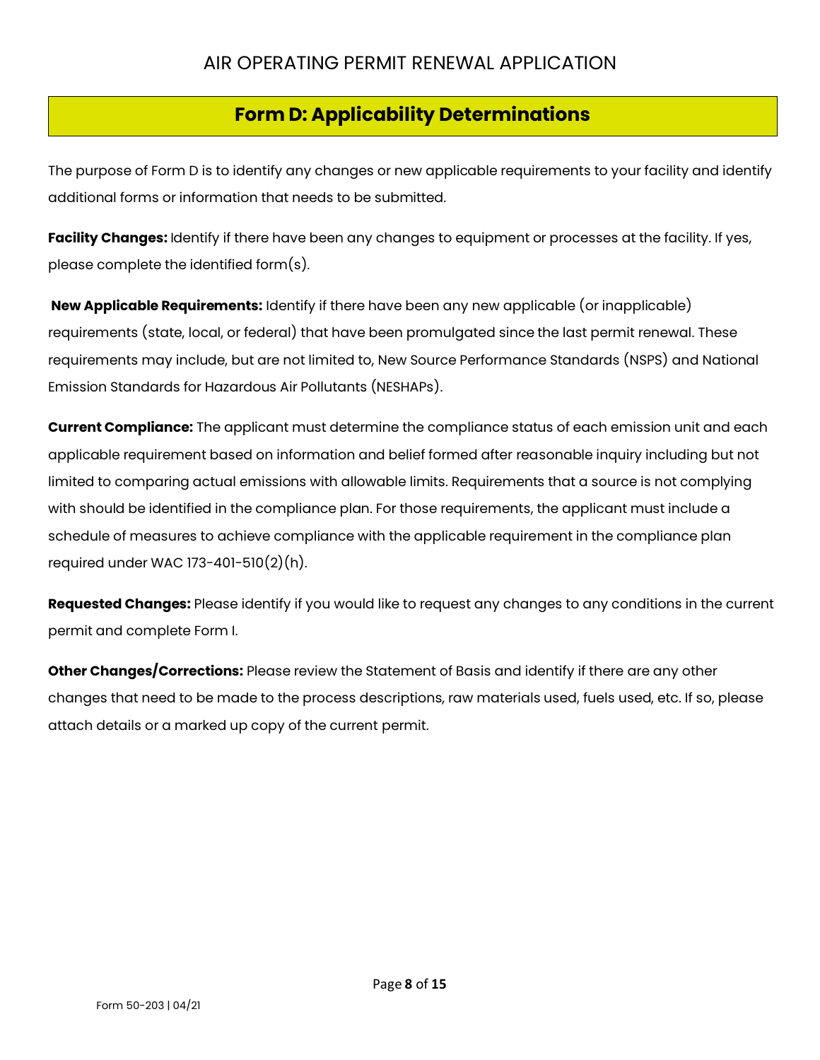# AIR OPERATING PERMIT RENEWAL APPLICATION

## Form D: Applicability Determinations

The purpose of Form D is to identify any changes or new applicable requirements to your facility and identify additional forms or information that needs to be submitted.

**Facility Changes:** Identify if there have been any changes to equipment or processes at the facility. If yes, please complete the identified form(s).

**New Applicable Requirements:** Identify if there have been any new applicable (or inapplicable) requirements (state, local, or federal) that have been promulgated since the last permit renewal. These requirements may include, but are not limited to, New Source Performance Standards (NSPS) and National Emission Standards for Hazardous Air Pollutants (NESHAPs).

**Current Compliance:** The applicant must determine the compliance status of each emission unit and each applicable requirement based on information and belief formed after reasonable inquiry including but not limited to comparing actual emissions with allowable limits. Requirements that a source is not complying with should be identified in the compliance plan. For those requirements, the applicant must include a schedule of measures to achieve compliance with the applicable requirement in the compliance plan required under WAC 173-401-510(2)(h).

**Requested Changes:** Please identify if you would like to request any changes to any conditions in the current permit and complete Form I.

**Other Changes/Corrections:** Please review the Statement of Basis and identify if there are any other changes that need to be made to the process descriptions, raw materials used, fuels used, etc. If so, please attach details or a marked up copy of the current permit.

Form 50-203 | 04/21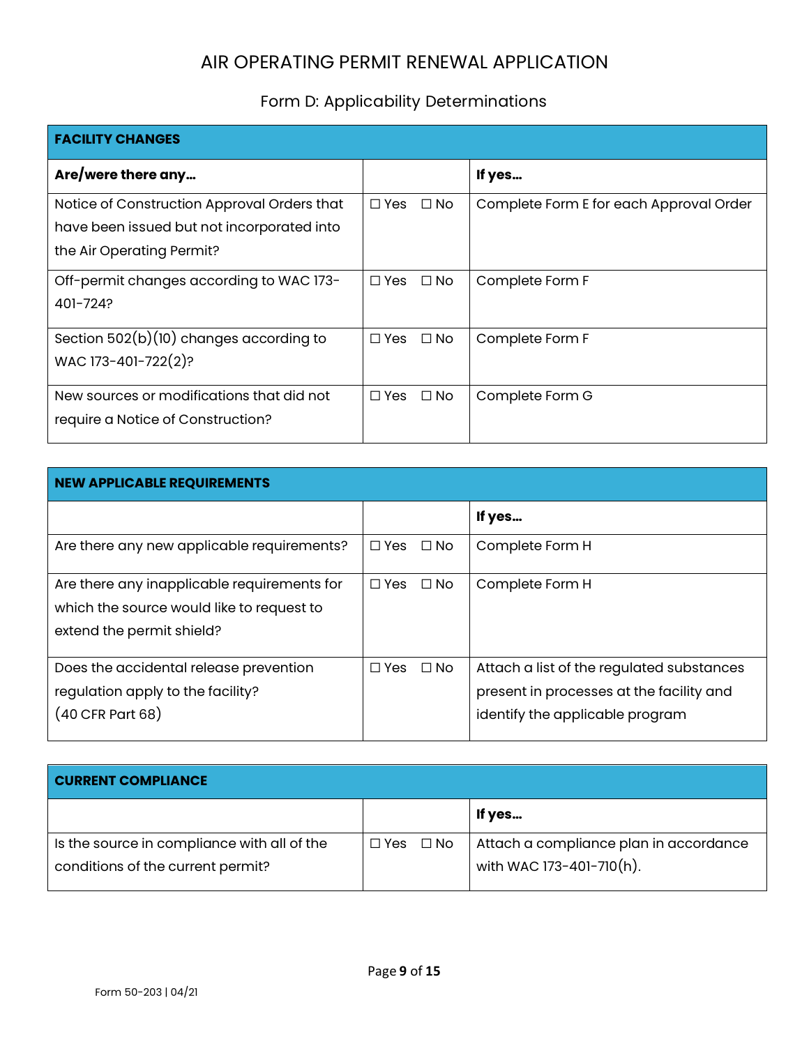# AIR OPERATING PERMIT RENEWAL APPLICATION

## Form D: Applicability Determinations

| FACILITY CHANGES | | |
|---|---|---|
| **Are/were there any…** | | **If yes…** |
| Notice of Construction Approval Orders that have been issued but not incorporated into the Air Operating Permit? | ☐ Yes ☐ No | Complete Form E for each Approval Order |
| Off-permit changes according to WAC 173-401-724? | ☐ Yes ☐ No | Complete Form F |
| Section 502(b)(10) changes according to WAC 173-401-722(2)? | ☐ Yes ☐ No | Complete Form F |
| New sources or modifications that did not require a Notice of Construction? | ☐ Yes ☐ No | Complete Form G |

| NEW APPLICABLE REQUIREMENTS | | |
|---|---|---|
| | | **If yes…** |
| Are there any new applicable requirements? | ☐ Yes ☐ No | Complete Form H |
| Are there any inapplicable requirements for which the source would like to request to extend the permit shield? | ☐ Yes ☐ No | Complete Form H |
| Does the accidental release prevention regulation apply to the facility? (40 CFR Part 68) | ☐ Yes ☐ No | Attach a list of the regulated substances present in processes at the facility and identify the applicable program |

| CURRENT COMPLIANCE | | |
|---|---|---|
| | | **If yes…** |
| Is the source in compliance with all of the conditions of the current permit? | ☐ Yes ☐ No | Attach a compliance plan in accordance with WAC 173-401-710(h). |

Form 50-203 | 04/21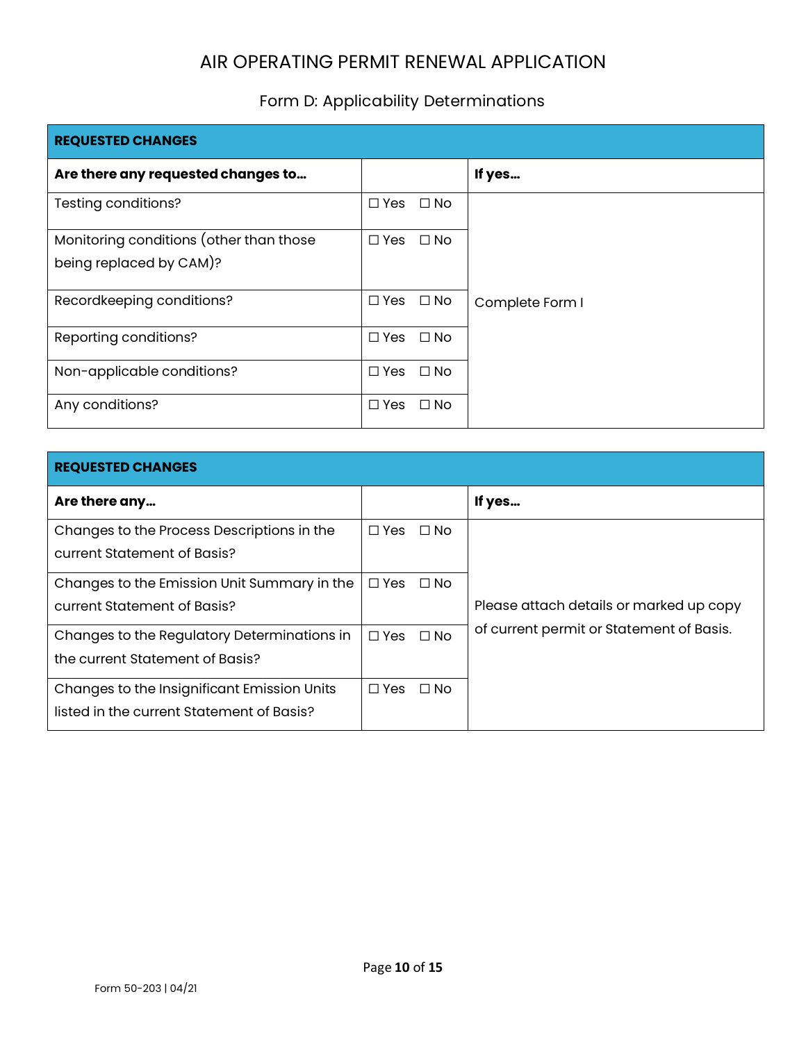# AIR OPERATING PERMIT RENEWAL APPLICATION

## Form D: Applicability Determinations

| REQUESTED CHANGES | | |
|---|---|---|
| **Are there any requested changes to...** | | **If yes...** |
| Testing conditions? | ☐ Yes ☐ No | Complete Form I |
| Monitoring conditions (other than those being replaced by CAM)? | ☐ Yes ☐ No | |
| Recordkeeping conditions? | ☐ Yes ☐ No | |
| Reporting conditions? | ☐ Yes ☐ No | |
| Non-applicable conditions? | ☐ Yes ☐ No | |
| Any conditions? | ☐ Yes ☐ No | |

| REQUESTED CHANGES | | |
|---|---|---|
| **Are there any...** | | **If yes...** |
| Changes to the Process Descriptions in the current Statement of Basis? | ☐ Yes ☐ No | Please attach details or marked up copy of current permit or Statement of Basis. |
| Changes to the Emission Unit Summary in the current Statement of Basis? | ☐ Yes ☐ No | |
| Changes to the Regulatory Determinations in the current Statement of Basis? | ☐ Yes ☐ No | |
| Changes to the Insignificant Emission Units listed in the current Statement of Basis? | ☐ Yes ☐ No | |

Form 50-203 | 04/21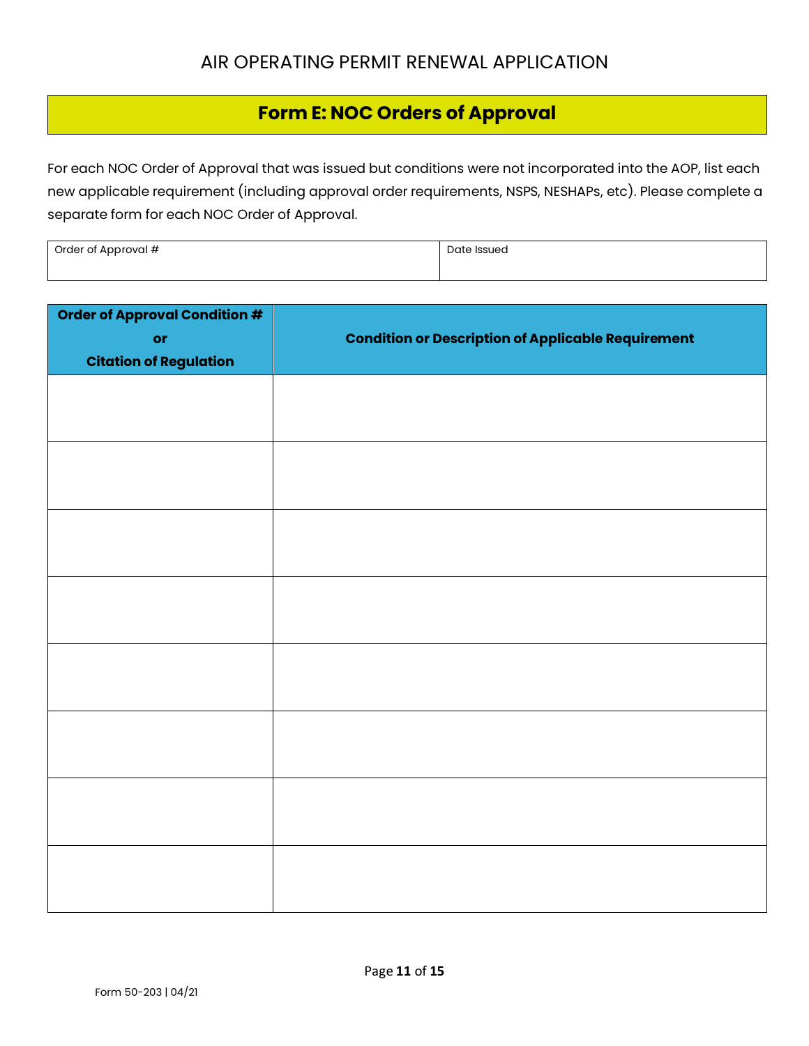# AIR OPERATING PERMIT RENEWAL APPLICATION

## Form E: NOC Orders of Approval

For each NOC Order of Approval that was issued but conditions were not incorporated into the AOP, list each new applicable requirement (including approval order requirements, NSPS, NESHAPs, etc). Please complete a separate form for each NOC Order of Approval.

| Order of Approval # | Date Issued |
|---|---|
| | |

| Order of Approval Condition # or Citation of Regulation | Condition or Description of Applicable Requirement |
|---|---|
| | |
| | |
| | |
| | |
| | |
| | |
| | |
| | |

Form 50-203 | 04/21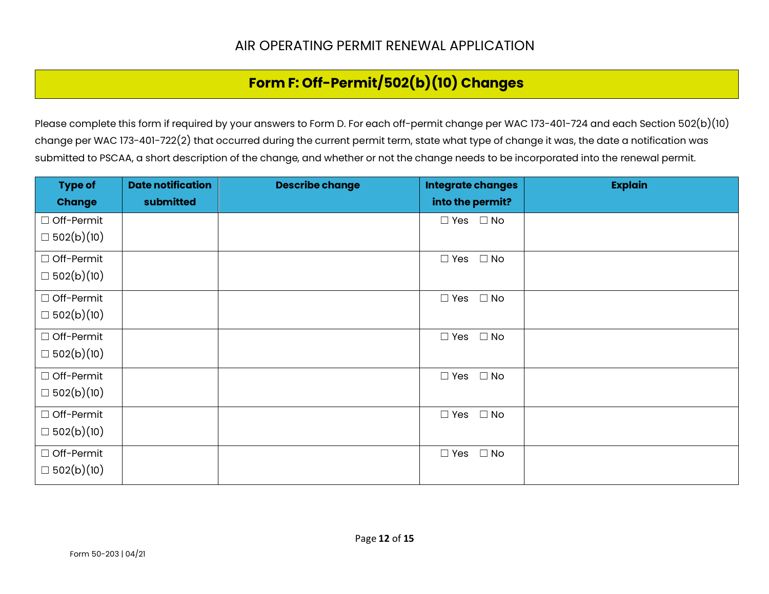# AIR OPERATING PERMIT RENEWAL APPLICATION

## Form F: Off-Permit/502(b)(10) Changes

Please complete this form if required by your answers to Form D. For each off-permit change per WAC 173-401-724 and each Section 502(b)(10) change per WAC 173-401-722(2) that occurred during the current permit term, state what type of change it was, the date a notification was submitted to PSCAA, a short description of the change, and whether or not the change needs to be incorporated into the renewal permit.

| Type of Change | Date notification submitted | Describe change | Integrate changes into the permit? | Explain |
|---|---|---|---|---|
| ☐ Off-Permit<br>☐ 502(b)(10) | | | ☐ Yes ☐ No | |
| ☐ Off-Permit<br>☐ 502(b)(10) | | | ☐ Yes ☐ No | |
| ☐ Off-Permit<br>☐ 502(b)(10) | | | ☐ Yes ☐ No | |
| ☐ Off-Permit<br>☐ 502(b)(10) | | | ☐ Yes ☐ No | |
| ☐ Off-Permit<br>☐ 502(b)(10) | | | ☐ Yes ☐ No | |
| ☐ Off-Permit<br>☐ 502(b)(10) | | | ☐ Yes ☐ No | |
| ☐ Off-Permit<br>☐ 502(b)(10) | | | ☐ Yes ☐ No | |

Form 50-203 | 04/21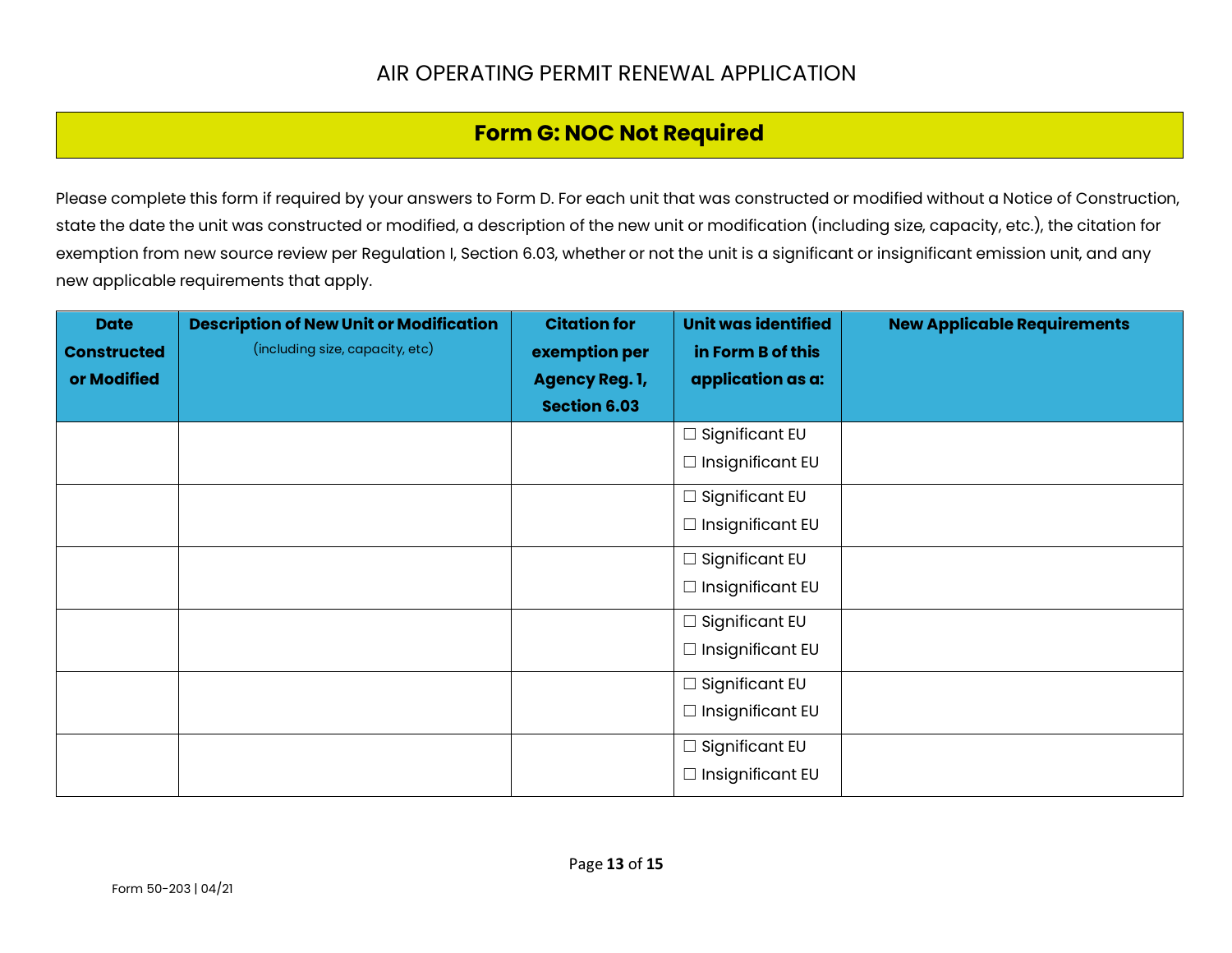# AIR OPERATING PERMIT RENEWAL APPLICATION

## Form G: NOC Not Required

Please complete this form if required by your answers to Form D. For each unit that was constructed or modified without a Notice of Construction, state the date the unit was constructed or modified, a description of the new unit or modification (including size, capacity, etc.), the citation for exemption from new source review per Regulation I, Section 6.03, whether or not the unit is a significant or insignificant emission unit, and any new applicable requirements that apply.

| Date Constructed or Modified | Description of New Unit or Modification (including size, capacity, etc) | Citation for exemption per Agency Reg. 1, Section 6.03 | Unit was identified in Form B of this application as a: | New Applicable Requirements |
|---|---|---|---|---|
| | | | ☐ Significant EU<br>☐ Insignificant EU | |
| | | | ☐ Significant EU<br>☐ Insignificant EU | |
| | | | ☐ Significant EU<br>☐ Insignificant EU | |
| | | | ☐ Significant EU<br>☐ Insignificant EU | |
| | | | ☐ Significant EU<br>☐ Insignificant EU | |
| | | | ☐ Significant EU<br>☐ Insignificant EU | |

Form 50-203 | 04/21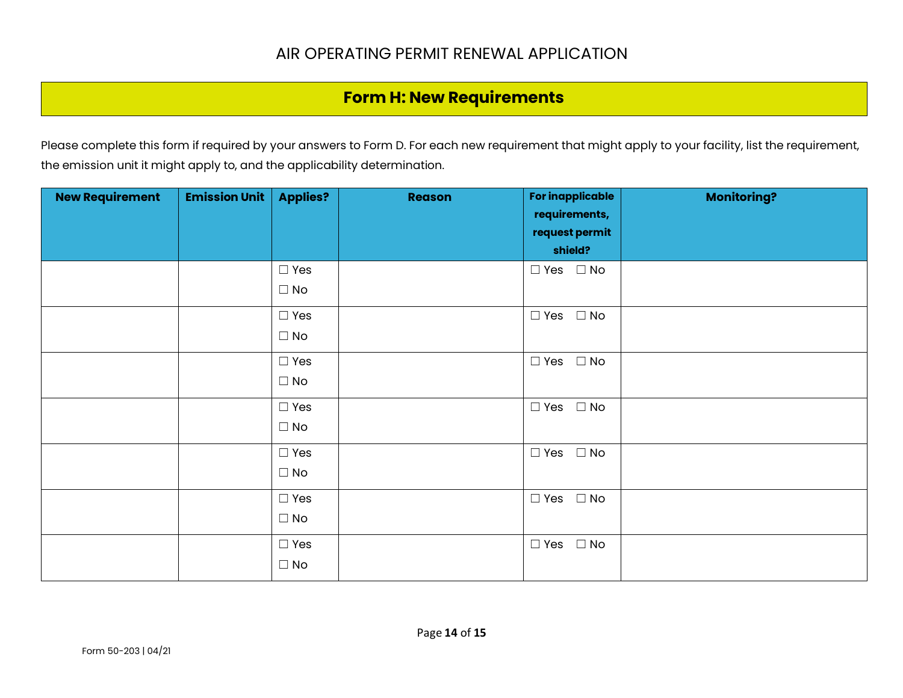# AIR OPERATING PERMIT RENEWAL APPLICATION

## Form H: New Requirements

Please complete this form if required by your answers to Form D. For each new requirement that might apply to your facility, list the requirement, the emission unit it might apply to, and the applicability determination.

| New Requirement | Emission Unit | Applies? | Reason | For inapplicable requirements, request permit shield? | Monitoring? |
|---|---|---|---|---|---|
| | | ☐ Yes ☐ No | | ☐ Yes ☐ No | |
| | | ☐ Yes ☐ No | | ☐ Yes ☐ No | |
| | | ☐ Yes ☐ No | | ☐ Yes ☐ No | |
| | | ☐ Yes ☐ No | | ☐ Yes ☐ No | |
| | | ☐ Yes ☐ No | | ☐ Yes ☐ No | |
| | | ☐ Yes ☐ No | | ☐ Yes ☐ No | |
| | | ☐ Yes ☐ No | | ☐ Yes ☐ No | |

Form 50-203 | 04/21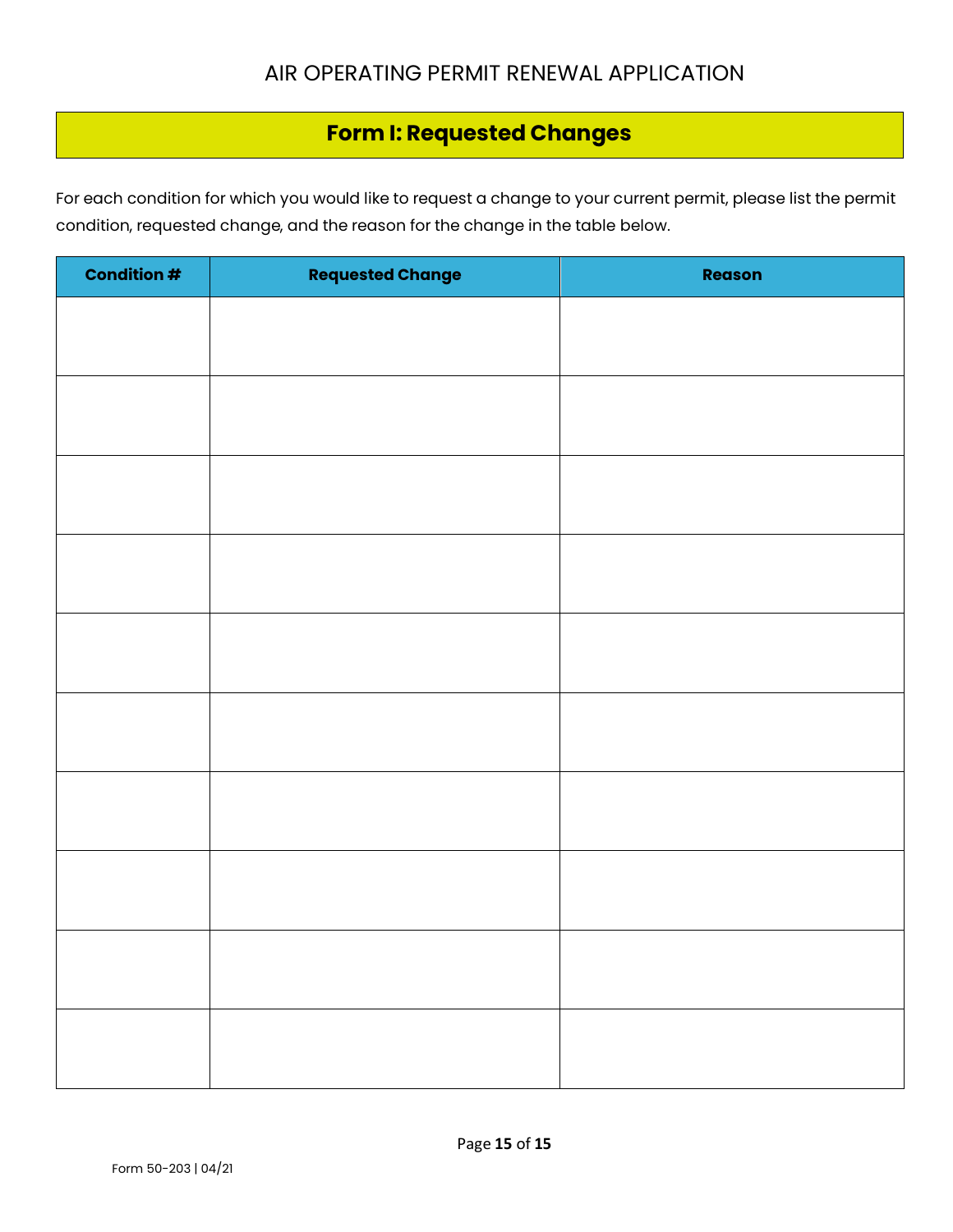AIR OPERATING PERMIT RENEWAL APPLICATION

# Form I: Requested Changes

For each condition for which you would like to request a change to your current permit, please list the permit condition, requested change, and the reason for the change in the table below.

| Condition # | Requested Change | Reason |
|---|---|---|
| | | |
| | | |
| | | |
| | | |
| | | |
| | | |
| | | |
| | | |
| | | |
| | | |

Form 50-203 | 04/21